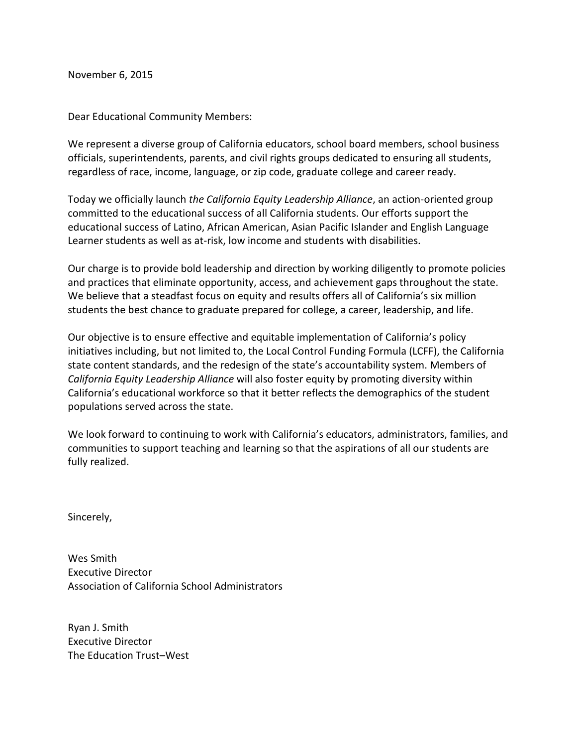November 6, 2015

Dear Educational Community Members:

We represent a diverse group of California educators, school board members, school business officials, superintendents, parents, and civil rights groups dedicated to ensuring all students, regardless of race, income, language, or zip code, graduate college and career ready.

Today we officially launch *the California Equity Leadership Alliance*, an action-oriented group committed to the educational success of all California students. Our efforts support the educational success of Latino, African American, Asian Pacific Islander and English Language Learner students as well as at-risk, low income and students with disabilities.

Our charge is to provide bold leadership and direction by working diligently to promote policies and practices that eliminate opportunity, access, and achievement gaps throughout the state. We believe that a steadfast focus on equity and results offers all of California's six million students the best chance to graduate prepared for college, a career, leadership, and life.

Our objective is to ensure effective and equitable implementation of California's policy initiatives including, but not limited to, the Local Control Funding Formula (LCFF), the California state content standards, and the redesign of the state's accountability system. Members of *California Equity Leadership Alliance* will also foster equity by promoting diversity within California's educational workforce so that it better reflects the demographics of the student populations served across the state.

We look forward to continuing to work with California's educators, administrators, families, and communities to support teaching and learning so that the aspirations of all our students are fully realized.

Sincerely,

Wes Smith  
Executive Director  
Association of California School Administrators

Ryan J. Smith  
Executive Director  
The Education Trust–West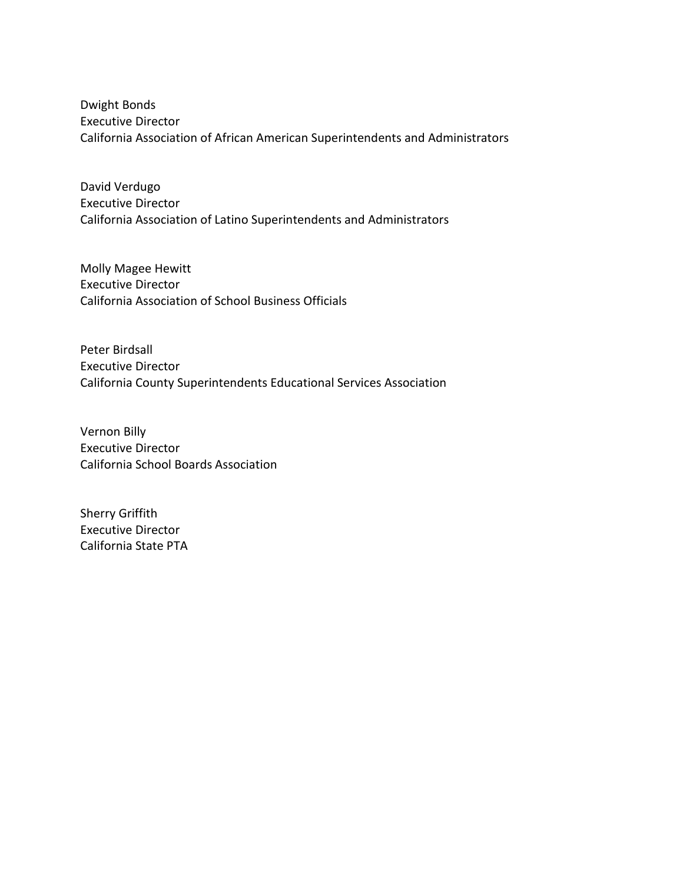Dwight Bonds
Executive Director
California Association of African American Superintendents and Administrators

David Verdugo
Executive Director
California Association of Latino Superintendents and Administrators

Molly Magee Hewitt
Executive Director
California Association of School Business Officials

Peter Birdsall
Executive Director
California County Superintendents Educational Services Association

Vernon Billy
Executive Director
California School Boards Association

Sherry Griffith
Executive Director
California State PTA